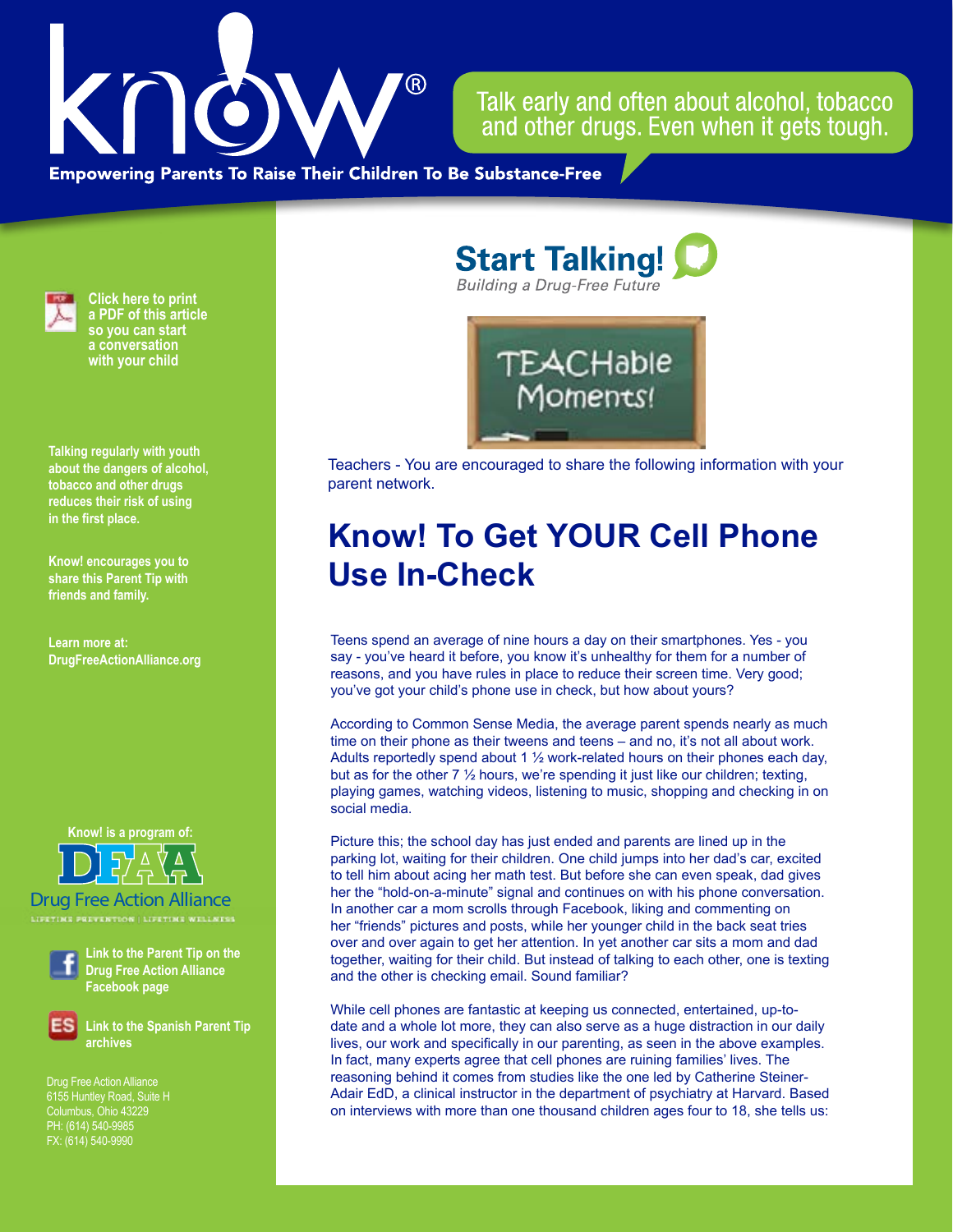know!®

Talk early and often about alcohol, tobacco and other drugs. Even when it gets tough.

Empowering Parents To Raise Their Children To Be Substance-Free

Click here to print a PDF of this article so you can start a conversation with your child

Talking regularly with youth about the dangers of alcohol, tobacco and other drugs reduces their risk of using in the first place.

Know! encourages you to share this Parent Tip with friends and family.

Learn more at: DrugFreeActionAlliance.org

Know! is a program of:

Drug Free Action Alliance

LIFETIME PREVENTION | LIFETIME WELLNESS

Link to the Parent Tip on the Drug Free Action Alliance Facebook page

Link to the Spanish Parent Tip archives

Drug Free Action Alliance
6155 Huntley Road, Suite H
Columbus, Ohio 43229
PH: (614) 540-9985
FX: (614) 540-9990

**Start Talking!**

*Building a Drug-Free Future*

TEACHable Moments!

Teachers - You are encouraged to share the following information with your parent network.

# Know! To Get YOUR Cell Phone Use In-Check

Teens spend an average of nine hours a day on their smartphones. Yes - you say - you've heard it before, you know it's unhealthy for them for a number of reasons, and you have rules in place to reduce their screen time. Very good; you've got your child's phone use in check, but how about yours?

According to Common Sense Media, the average parent spends nearly as much time on their phone as their tweens and teens – and no, it's not all about work. Adults reportedly spend about 1 ½ work-related hours on their phones each day, but as for the other 7 ½ hours, we're spending it just like our children; texting, playing games, watching videos, listening to music, shopping and checking in on social media.

Picture this; the school day has just ended and parents are lined up in the parking lot, waiting for their children. One child jumps into her dad's car, excited to tell him about acing her math test. But before she can even speak, dad gives her the "hold-on-a-minute" signal and continues on with his phone conversation. In another car a mom scrolls through Facebook, liking and commenting on her "friends" pictures and posts, while her younger child in the back seat tries over and over again to get her attention. In yet another car sits a mom and dad together, waiting for their child. But instead of talking to each other, one is texting and the other is checking email. Sound familiar?

While cell phones are fantastic at keeping us connected, entertained, up-to-date and a whole lot more, they can also serve as a huge distraction in our daily lives, our work and specifically in our parenting, as seen in the above examples. In fact, many experts agree that cell phones are ruining families' lives. The reasoning behind it comes from studies like the one led by Catherine Steiner-Adair EdD, a clinical instructor in the department of psychiatry at Harvard. Based on interviews with more than one thousand children ages four to 18, she tells us: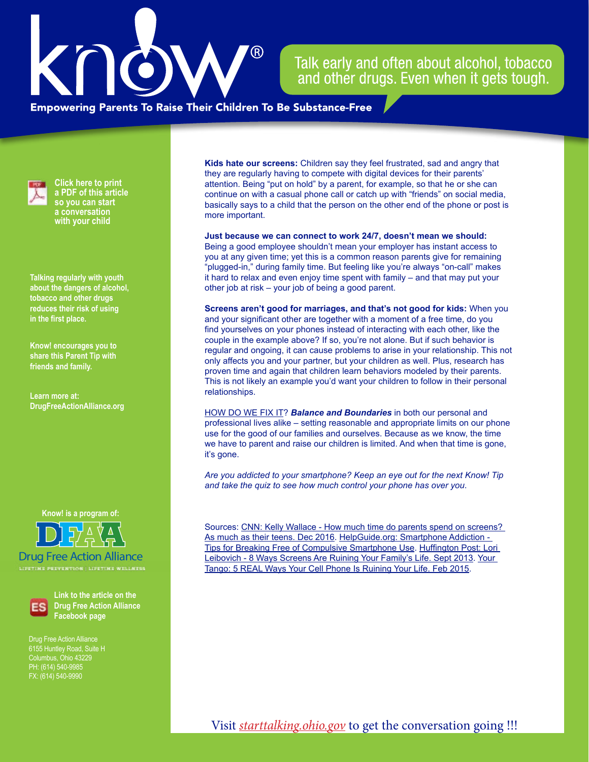# know!®

Talk early and often about alcohol, tobacco and other drugs. Even when it gets tough.

**Empowering Parents To Raise Their Children To Be Substance-Free**

**Click here to print a PDF of this article so you can start a conversation with your child**

**Talking regularly with youth about the dangers of alcohol, tobacco and other drugs reduces their risk of using in the first place.**

**Know! encourages you to share this Parent Tip with friends and family.**

**Learn more at: DrugFreeActionAlliance.org**

**Kids hate our screens:** Children say they feel frustrated, sad and angry that they are regularly having to compete with digital devices for their parents' attention. Being "put on hold" by a parent, for example, so that he or she can continue on with a casual phone call or catch up with "friends" on social media, basically says to a child that the person on the other end of the phone or post is more important.

**Just because we can connect to work 24/7, doesn't mean we should:** Being a good employee shouldn't mean your employer has instant access to you at any given time; yet this is a common reason parents give for remaining "plugged-in," during family time. But feeling like you're always "on-call" makes it hard to relax and even enjoy time spent with family – and that may put your other job at risk – your job of being a good parent.

**Screens aren't good for marriages, and that's not good for kids:** When you and your significant other are together with a moment of a free time, do you find yourselves on your phones instead of interacting with each other, like the couple in the example above? If so, you're not alone. But if such behavior is regular and ongoing, it can cause problems to arise in your relationship. This not only affects you and your partner, but your children as well. Plus, research has proven time and again that children learn behaviors modeled by their parents. This is not likely an example you'd want your children to follow in their personal relationships.

HOW DO WE FIX IT? ***Balance and Boundaries*** in both our personal and professional lives alike – setting reasonable and appropriate limits on our phone use for the good of our families and ourselves. Because as we know, the time we have to parent and raise our children is limited. And when that time is gone, it's gone.

*Are you addicted to your smartphone? Keep an eye out for the next Know! Tip and take the quiz to see how much control your phone has over you.*

Sources: CNN: Kelly Wallace - How much time do parents spend on screens? As much as their teens. Dec 2016. HelpGuide.org: Smartphone Addiction - Tips for Breaking Free of Compulsive Smartphone Use. Huffington Post: Lori Leibovich - 8 Ways Screens Are Ruining Your Family's Life. Sept 2013. Your Tango: 5 REAL Ways Your Cell Phone Is Ruining Your Life. Feb 2015.

**Know! is a program of:**

DFAA
Drug Free Action Alliance
LIFETIME PREVENTION | LIFETIME WELLNESS

**Link to the article on the Drug Free Action Alliance Facebook page**

Drug Free Action Alliance
6155 Huntley Road, Suite H
Columbus, Ohio 43229
PH: (614) 540-9985
FX: (614) 540-9990

Visit *starttalking.ohio.gov* to get the conversation going !!!